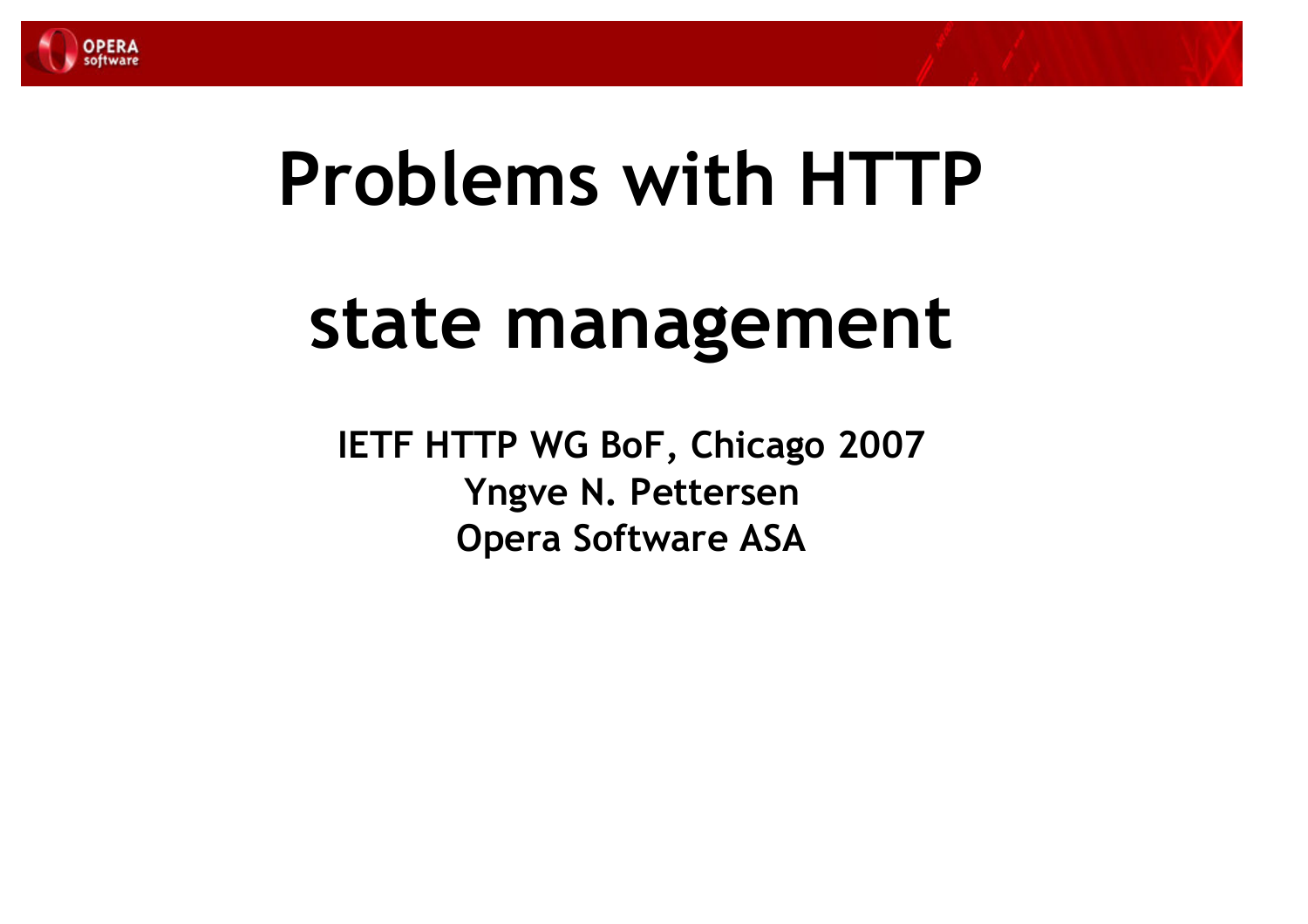# Problems with HTTP state management

**IETF HTTP WG BoF, Chicago 2007**
**Yngve N. Pettersen**
**Opera Software ASA**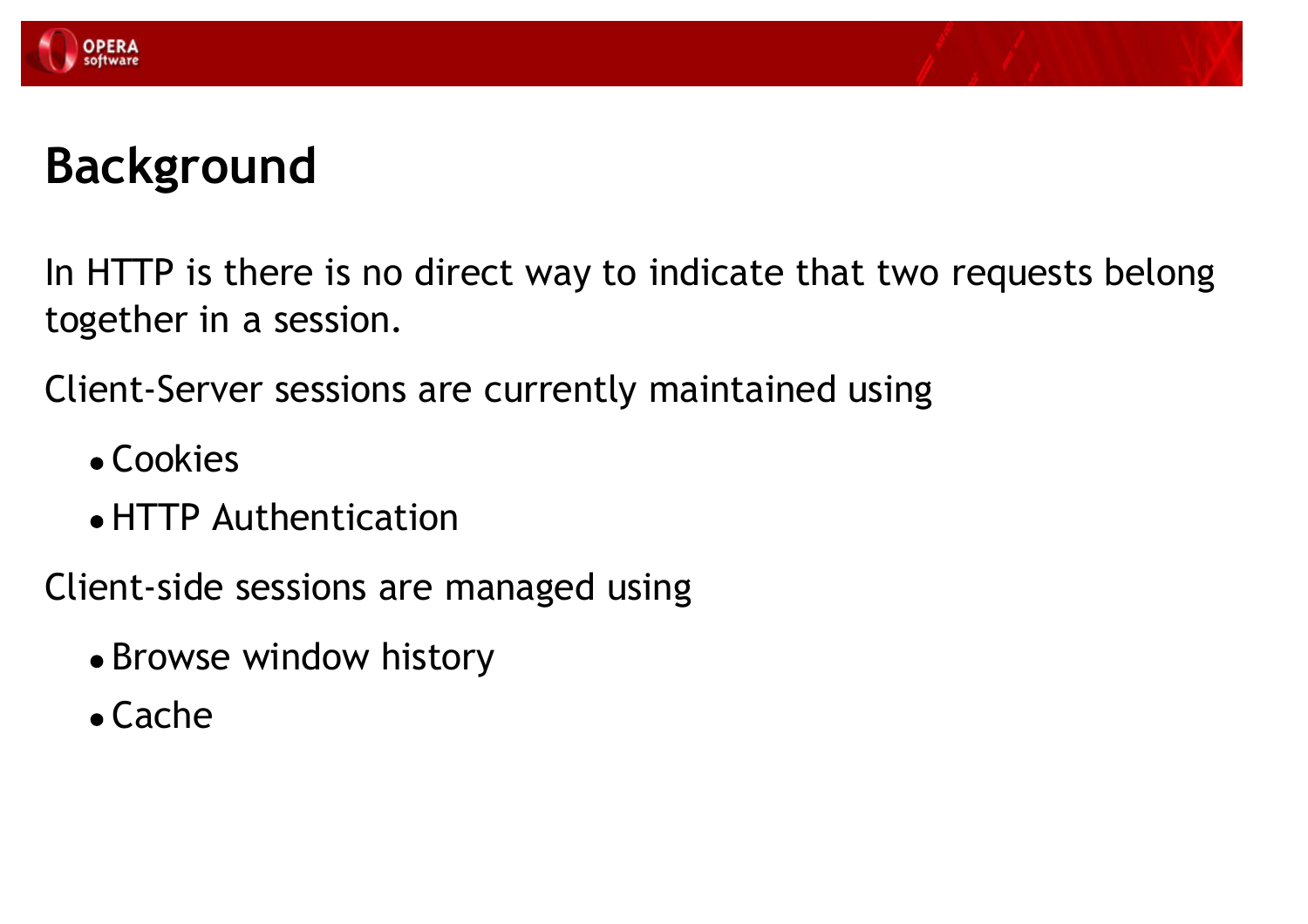# Background

In HTTP is there is no direct way to indicate that two requests belong together in a session.

Client-Server sessions are currently maintained using

- Cookies
- HTTP Authentication

Client-side sessions are managed using

- Browse window history
- Cache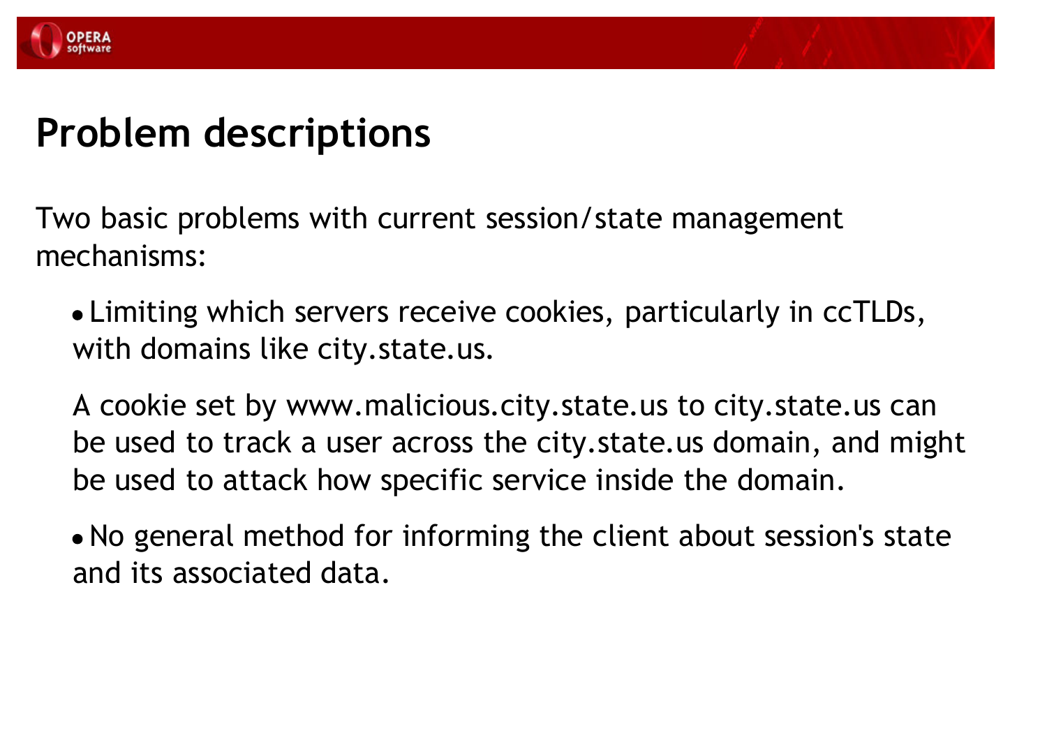# Problem descriptions

Two basic problems with current session/state management mechanisms:

- Limiting which servers receive cookies, particularly in ccTLDs, with domains like city.state.us.

  A cookie set by www.malicious.city.state.us to city.state.us can be used to track a user across the city.state.us domain, and might be used to attack how specific service inside the domain.

- No general method for informing the client about session's state and its associated data.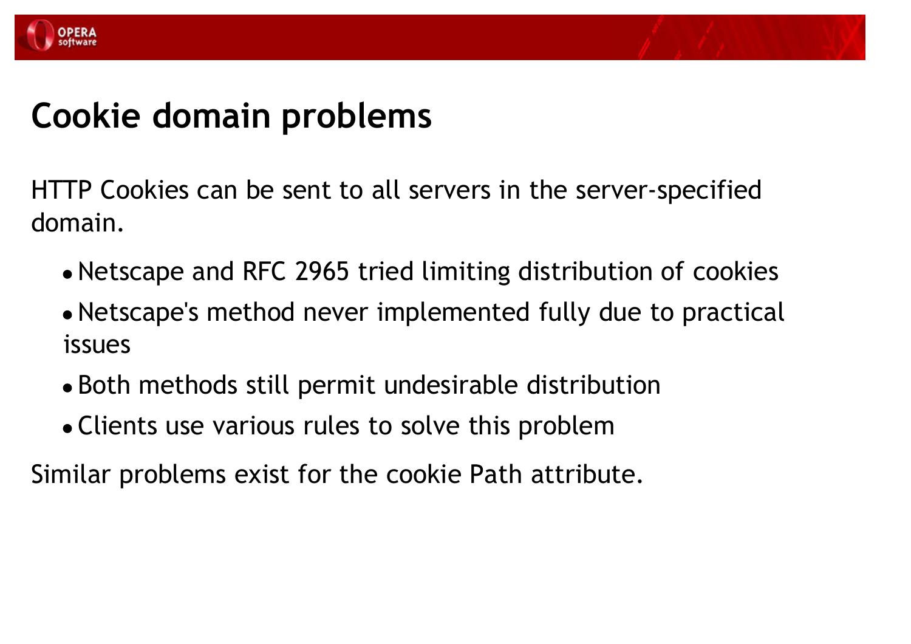# Cookie domain problems

HTTP Cookies can be sent to all servers in the server-specified domain.

- Netscape and RFC 2965 tried limiting distribution of cookies
- Netscape's method never implemented fully due to practical issues
- Both methods still permit undesirable distribution
- Clients use various rules to solve this problem

Similar problems exist for the cookie Path attribute.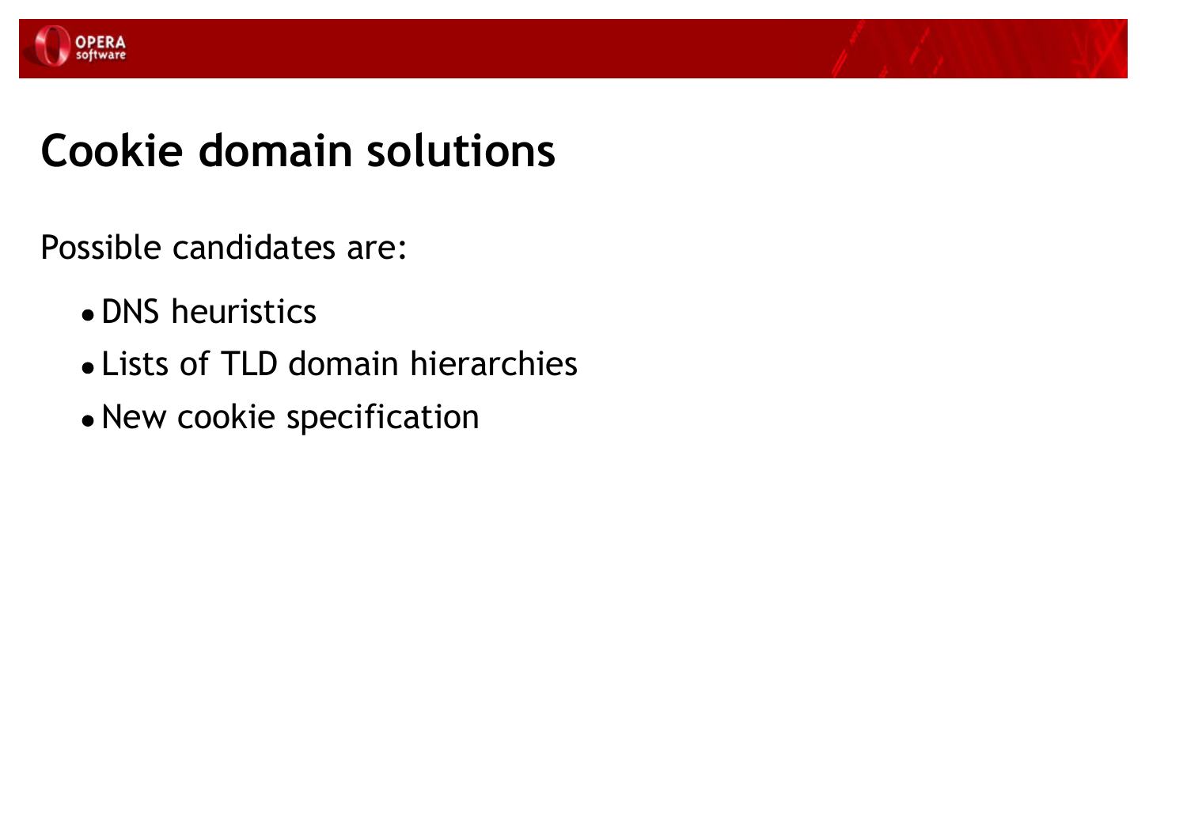# Cookie domain solutions

Possible candidates are:

- DNS heuristics
- Lists of TLD domain hierarchies
- New cookie specification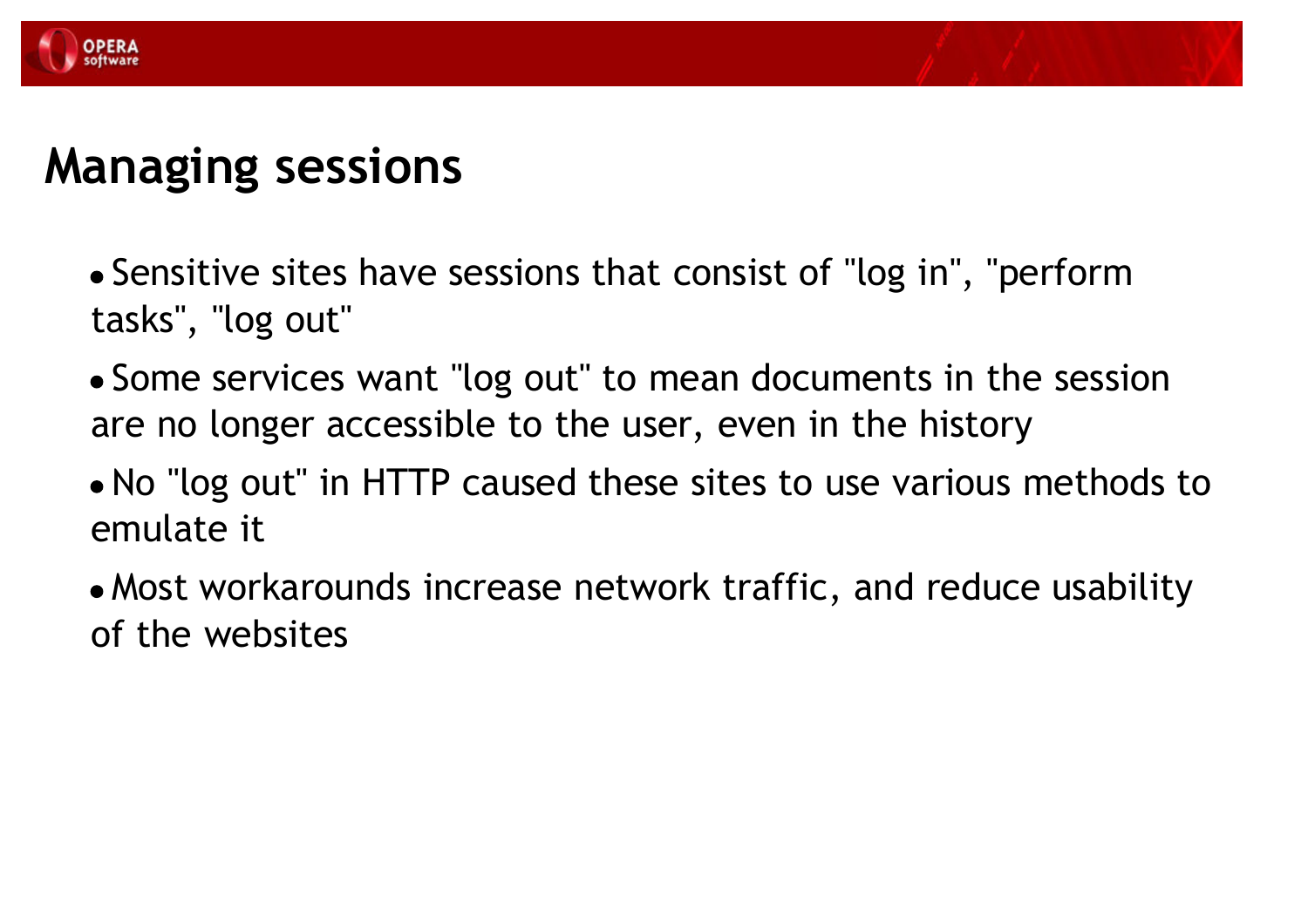# Managing sessions

- Sensitive sites have sessions that consist of "log in", "perform tasks", "log out"
- Some services want "log out" to mean documents in the session are no longer accessible to the user, even in the history
- No "log out" in HTTP caused these sites to use various methods to emulate it
- Most workarounds increase network traffic, and reduce usability of the websites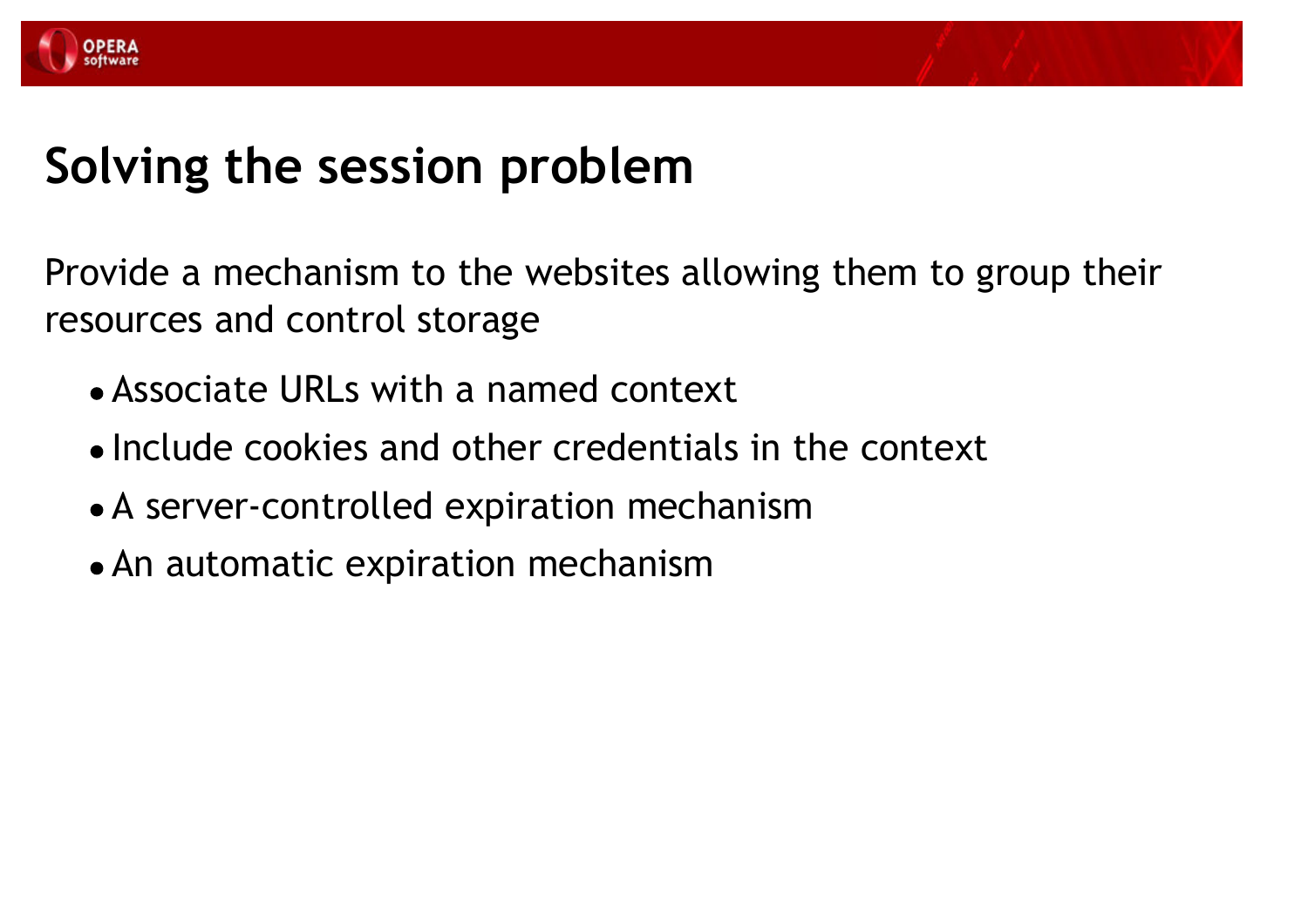# Solving the session problem

Provide a mechanism to the websites allowing them to group their resources and control storage

- Associate URLs with a named context
- Include cookies and other credentials in the context
- A server-controlled expiration mechanism
- An automatic expiration mechanism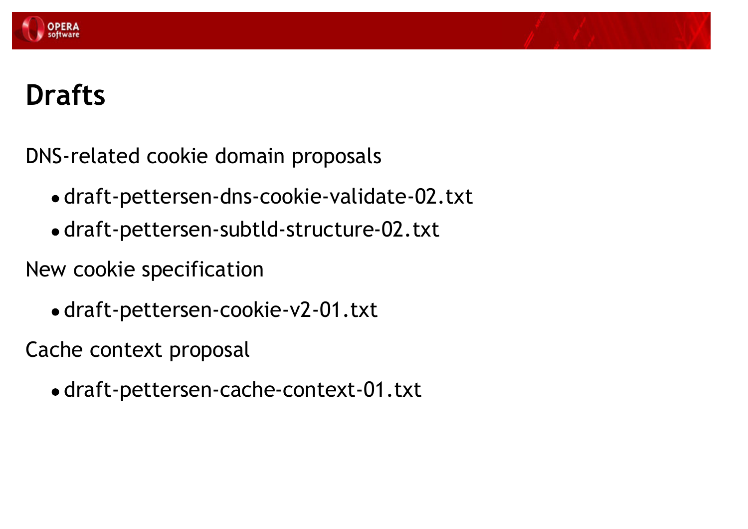# Drafts

DNS-related cookie domain proposals

- draft-pettersen-dns-cookie-validate-02.txt
- draft-pettersen-subtld-structure-02.txt

New cookie specification

- draft-pettersen-cookie-v2-01.txt

Cache context proposal

- draft-pettersen-cache-context-01.txt